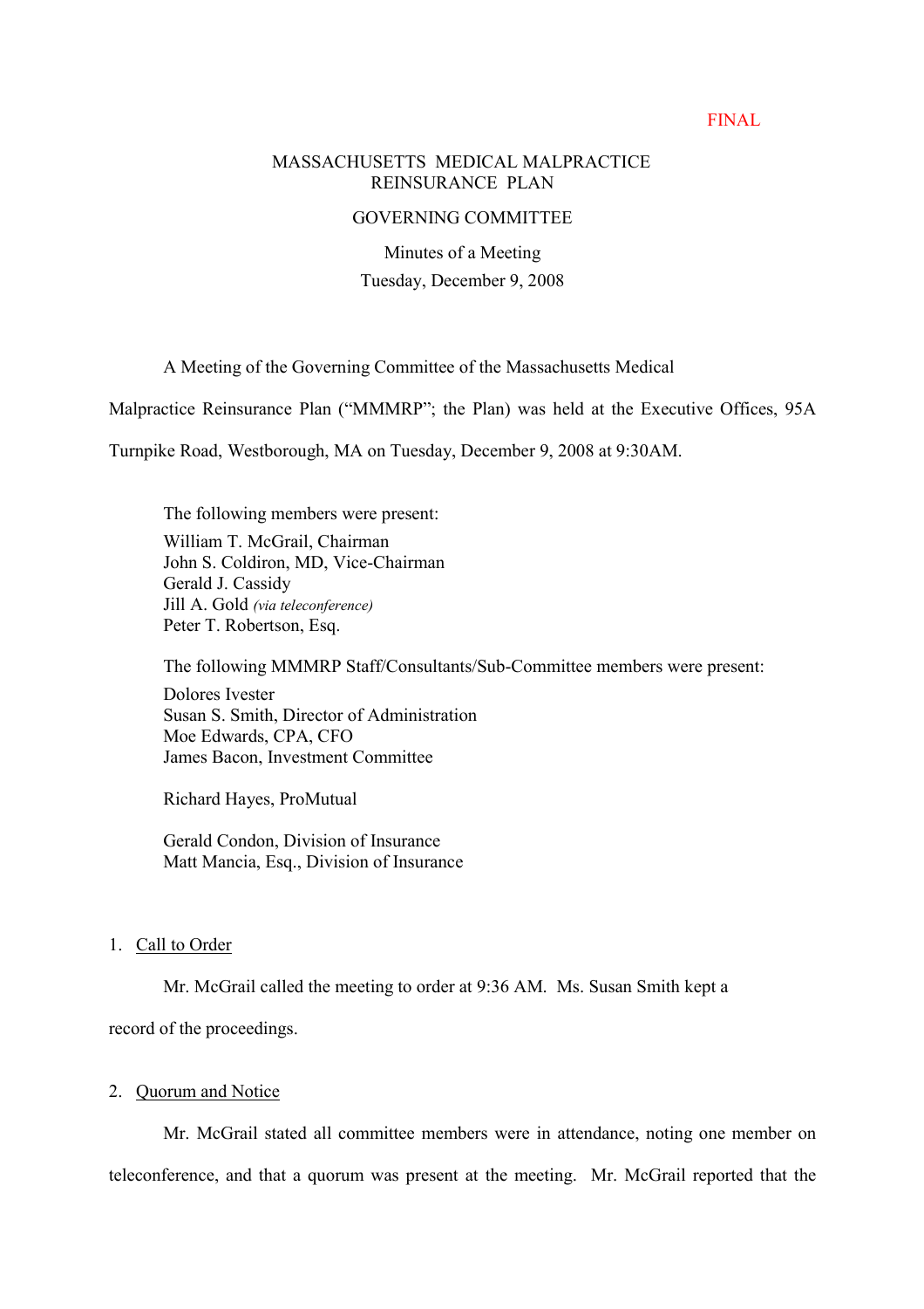FINAL

# MASSACHUSETTS MEDICAL MALPRACTICE REINSURANCE PLAN

## GOVERNING COMMITTEE

Minutes of a Meeting

Tuesday, December 9, 2008

A Meeting of the Governing Committee of the Massachusetts Medical Malpractice Reinsurance Plan ("MMMRP"; the Plan) was held at the Executive Offices, 95A Turnpike Road, Westborough, MA on Tuesday, December 9, 2008 at 9:30AM.

The following members were present:

William T. McGrail, Chairman
John S. Coldiron, MD, Vice-Chairman
Gerald J. Cassidy
Jill A. Gold *(via teleconference)*
Peter T. Robertson, Esq.

The following MMMRP Staff/Consultants/Sub-Committee members were present:

Dolores Ivester
Susan S. Smith, Director of Administration
Moe Edwards, CPA, CFO
James Bacon, Investment Committee

Richard Hayes, ProMutual

Gerald Condon, Division of Insurance
Matt Mancia, Esq., Division of Insurance

1. Call to Order

Mr. McGrail called the meeting to order at 9:36 AM. Ms. Susan Smith kept a record of the proceedings.

2. Quorum and Notice

Mr. McGrail stated all committee members were in attendance, noting one member on teleconference, and that a quorum was present at the meeting. Mr. McGrail reported that the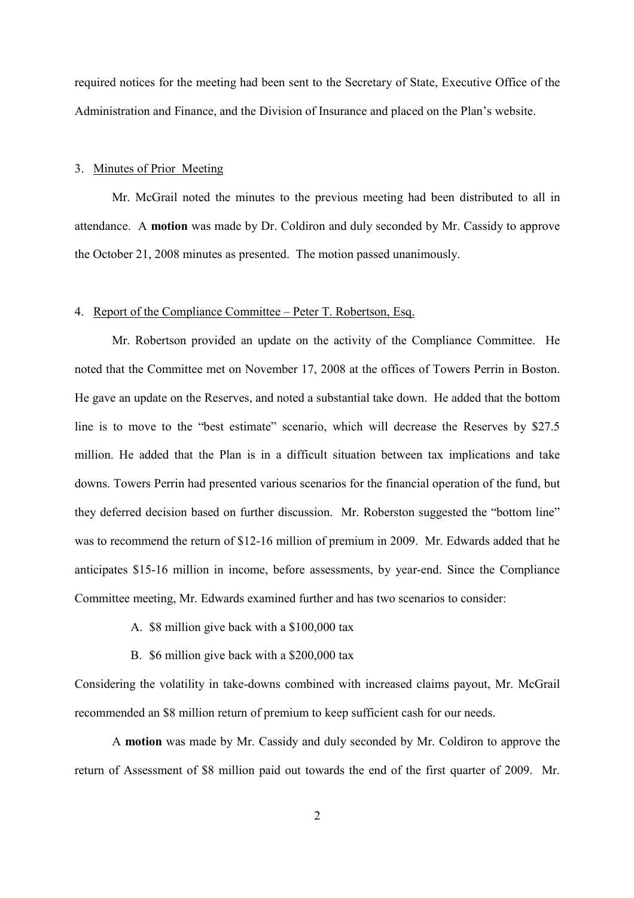required notices for the meeting had been sent to the Secretary of State, Executive Office of the Administration and Finance, and the Division of Insurance and placed on the Plan's website.

3. <u>Minutes of Prior Meeting</u>

Mr. McGrail noted the minutes to the previous meeting had been distributed to all in attendance. A **motion** was made by Dr. Coldiron and duly seconded by Mr. Cassidy to approve the October 21, 2008 minutes as presented. The motion passed unanimously.

4. <u>Report of the Compliance Committee – Peter T. Robertson, Esq.</u>

Mr. Robertson provided an update on the activity of the Compliance Committee. He noted that the Committee met on November 17, 2008 at the offices of Towers Perrin in Boston. He gave an update on the Reserves, and noted a substantial take down. He added that the bottom line is to move to the "best estimate" scenario, which will decrease the Reserves by $27.5 million. He added that the Plan is in a difficult situation between tax implications and take downs. Towers Perrin had presented various scenarios for the financial operation of the fund, but they deferred decision based on further discussion. Mr. Roberston suggested the "bottom line" was to recommend the return of $12-16 million of premium in 2009. Mr. Edwards added that he anticipates $15-16 million in income, before assessments, by year-end. Since the Compliance Committee meeting, Mr. Edwards examined further and has two scenarios to consider:

A. $8 million give back with a $100,000 tax

B. $6 million give back with a $200,000 tax

Considering the volatility in take-downs combined with increased claims payout, Mr. McGrail recommended an $8 million return of premium to keep sufficient cash for our needs.

A **motion** was made by Mr. Cassidy and duly seconded by Mr. Coldiron to approve the return of Assessment of $8 million paid out towards the end of the first quarter of 2009. Mr.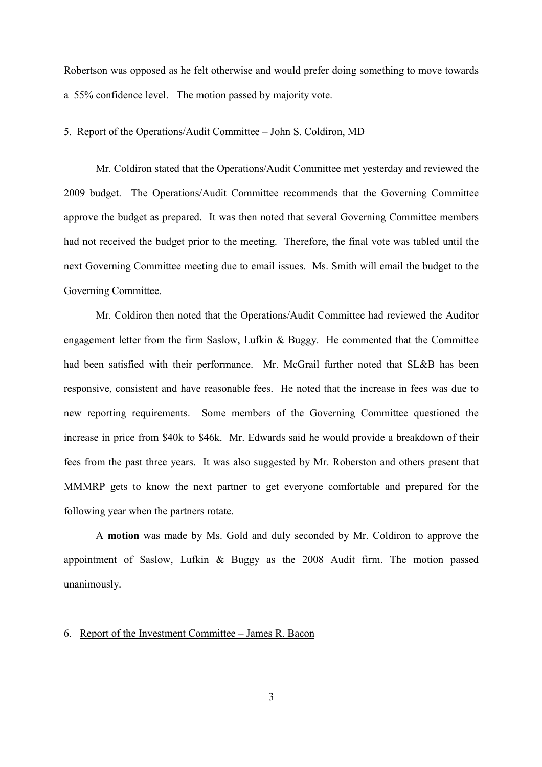Robertson was opposed as he felt otherwise and would prefer doing something to move towards a 55% confidence level. The motion passed by majority vote.

5. Report of the Operations/Audit Committee – John S. Coldiron, MD

Mr. Coldiron stated that the Operations/Audit Committee met yesterday and reviewed the 2009 budget. The Operations/Audit Committee recommends that the Governing Committee approve the budget as prepared. It was then noted that several Governing Committee members had not received the budget prior to the meeting. Therefore, the final vote was tabled until the next Governing Committee meeting due to email issues. Ms. Smith will email the budget to the Governing Committee.

Mr. Coldiron then noted that the Operations/Audit Committee had reviewed the Auditor engagement letter from the firm Saslow, Lufkin & Buggy. He commented that the Committee had been satisfied with their performance. Mr. McGrail further noted that SL&B has been responsive, consistent and have reasonable fees. He noted that the increase in fees was due to new reporting requirements. Some members of the Governing Committee questioned the increase in price from $40k to $46k. Mr. Edwards said he would provide a breakdown of their fees from the past three years. It was also suggested by Mr. Roberston and others present that MMMRP gets to know the next partner to get everyone comfortable and prepared for the following year when the partners rotate.

A **motion** was made by Ms. Gold and duly seconded by Mr. Coldiron to approve the appointment of Saslow, Lufkin & Buggy as the 2008 Audit firm. The motion passed unanimously.

6. Report of the Investment Committee – James R. Bacon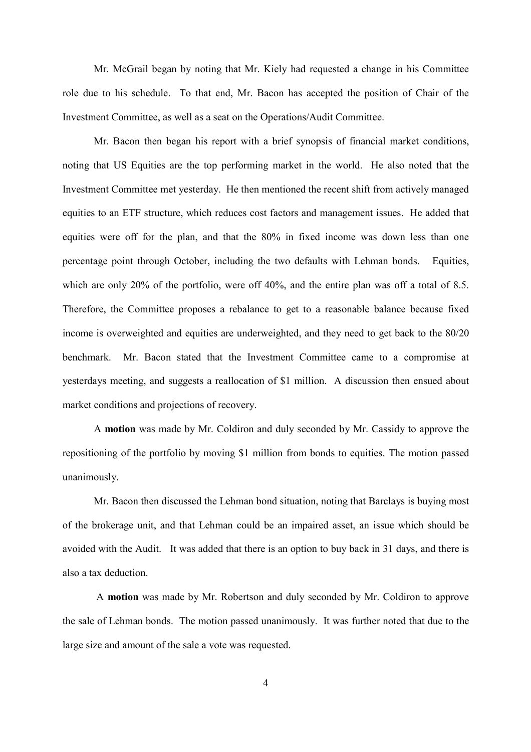Mr. McGrail began by noting that Mr. Kiely had requested a change in his Committee role due to his schedule. To that end, Mr. Bacon has accepted the position of Chair of the Investment Committee, as well as a seat on the Operations/Audit Committee.

Mr. Bacon then began his report with a brief synopsis of financial market conditions, noting that US Equities are the top performing market in the world. He also noted that the Investment Committee met yesterday. He then mentioned the recent shift from actively managed equities to an ETF structure, which reduces cost factors and management issues. He added that equities were off for the plan, and that the 80% in fixed income was down less than one percentage point through October, including the two defaults with Lehman bonds. Equities, which are only 20% of the portfolio, were off 40%, and the entire plan was off a total of 8.5. Therefore, the Committee proposes a rebalance to get to a reasonable balance because fixed income is overweighted and equities are underweighted, and they need to get back to the 80/20 benchmark. Mr. Bacon stated that the Investment Committee came to a compromise at yesterdays meeting, and suggests a reallocation of $1 million. A discussion then ensued about market conditions and projections of recovery.

A **motion** was made by Mr. Coldiron and duly seconded by Mr. Cassidy to approve the repositioning of the portfolio by moving $1 million from bonds to equities. The motion passed unanimously.

Mr. Bacon then discussed the Lehman bond situation, noting that Barclays is buying most of the brokerage unit, and that Lehman could be an impaired asset, an issue which should be avoided with the Audit. It was added that there is an option to buy back in 31 days, and there is also a tax deduction.

A **motion** was made by Mr. Robertson and duly seconded by Mr. Coldiron to approve the sale of Lehman bonds. The motion passed unanimously. It was further noted that due to the large size and amount of the sale a vote was requested.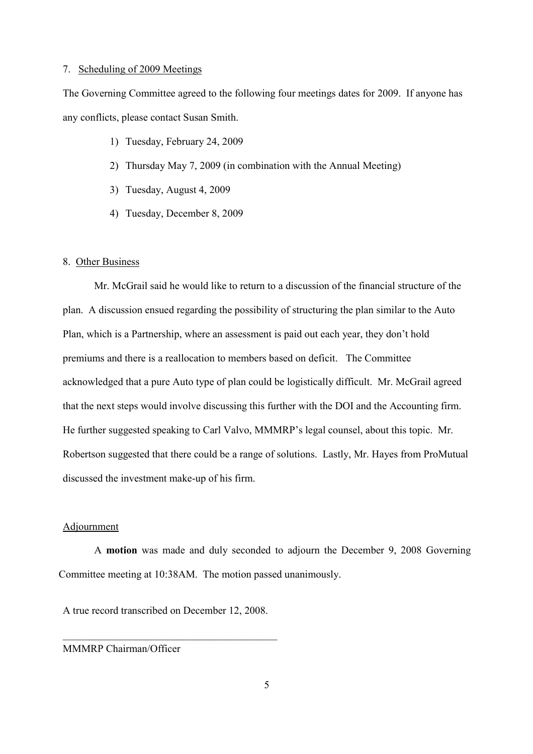7. Scheduling of 2009 Meetings

The Governing Committee agreed to the following four meetings dates for 2009. If anyone has any conflicts, please contact Susan Smith.

1) Tuesday, February 24, 2009
2) Thursday May 7, 2009 (in combination with the Annual Meeting)
3) Tuesday, August 4, 2009
4) Tuesday, December 8, 2009

8. Other Business

Mr. McGrail said he would like to return to a discussion of the financial structure of the plan. A discussion ensued regarding the possibility of structuring the plan similar to the Auto Plan, which is a Partnership, where an assessment is paid out each year, they don't hold premiums and there is a reallocation to members based on deficit. The Committee acknowledged that a pure Auto type of plan could be logistically difficult. Mr. McGrail agreed that the next steps would involve discussing this further with the DOI and the Accounting firm. He further suggested speaking to Carl Valvo, MMMRP's legal counsel, about this topic. Mr. Robertson suggested that there could be a range of solutions. Lastly, Mr. Hayes from ProMutual discussed the investment make-up of his firm.

Adjournment

A **motion** was made and duly seconded to adjourn the December 9, 2008 Governing Committee meeting at 10:38AM. The motion passed unanimously.

A true record transcribed on December 12, 2008.

\_\_\_\_\_\_\_\_\_\_\_\_\_\_\_\_\_\_\_\_\_\_\_\_\_\_\_\_\_\_\_\_\_\_\_\_\_\_\_\_\_\_\_\_

MMMRP Chairman/Officer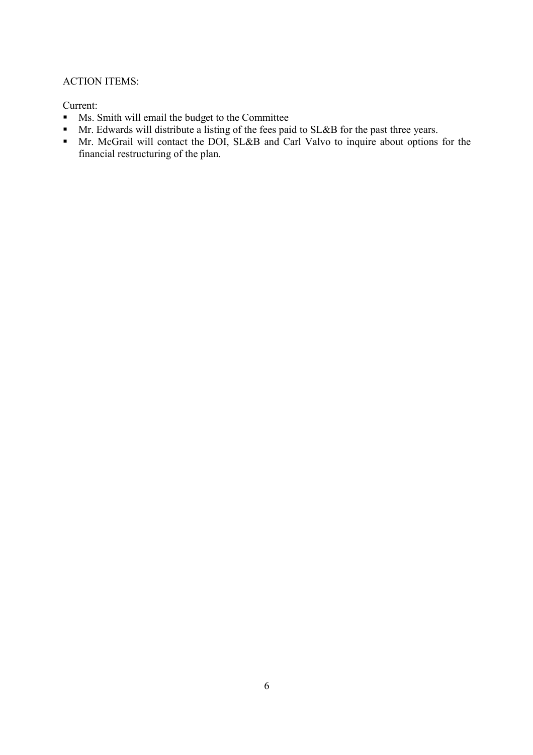ACTION ITEMS:

Current:

- Ms. Smith will email the budget to the Committee
- Mr. Edwards will distribute a listing of the fees paid to SL&B for the past three years.
- Mr. McGrail will contact the DOI, SL&B and Carl Valvo to inquire about options for the financial restructuring of the plan.